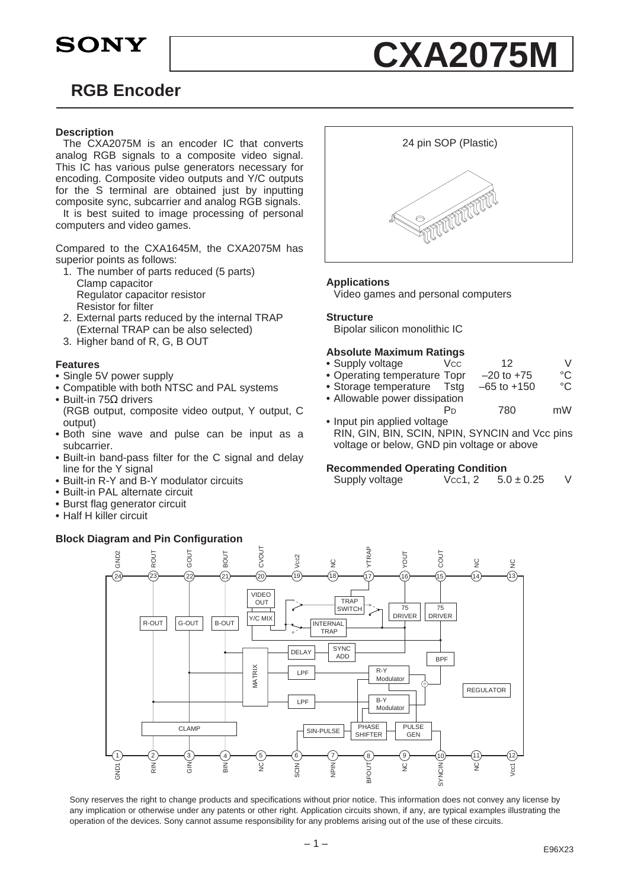# CXA2075M

SONY

## RGB Encoder

### Description

The CXA2075M is an encoder IC that converts analog RGB signals to a composite video signal. This IC has various pulse generators necessary for encoding. Composite video outputs and Y/C outputs for the S terminal are obtained just by inputting composite sync, subcarrier and analog RGB signals.

It is best suited to image processing of personal computers and video games.

Compared to the CXA1645M, the CXA2075M has superior points as follows:

1. The number of parts reduced (5 parts)
   Clamp capacitor
   Regulator capacitor resistor
   Resistor for filter
2. External parts reduced by the internal TRAP
   (External TRAP can be also selected)
3. Higher band of R, G, B OUT

### Features

- Single 5V power supply
- Compatible with both NTSC and PAL systems
- Built-in 75Ω drivers
  (RGB output, composite video output, Y output, C output)
- Both sine wave and pulse can be input as a subcarrier.
- Built-in band-pass filter for the C signal and delay line for the Y signal
- Built-in R-Y and B-Y modulator circuits
- Built-in PAL alternate circuit
- Burst flag generator circuit
- Half H killer circuit

24 pin SOP (Plastic)

### Applications

Video games and personal computers

### Structure

Bipolar silicon monolithic IC

### Absolute Maximum Ratings

- Supply voltage $V_{CC}$ 12 V
- Operating temperature Topr –20 to +75 °C
- Storage temperature Tstg –65 to +150 °C
- Allowable power dissipation $P_D$ 780 mW
- Input pin applied voltage
  RIN, GIN, BIN, SCIN, NPIN, SYNCIN and Vcc pins voltage or below, GND pin voltage or above

### Recommended Operating Condition

Supply voltage $V_{CC}1, 2$ 5.0 ± 0.25 V

### Block Diagram and Pin Configuration

Pins (top, 24–13): 24 GND2, 23 ROUT, 22 GOUT, 21 BOUT, 20 CVOUT, 19 Vcc2, 18 NC, 17 YTRAP, 16 YOUT, 15 COUT, 14 NC, 13 NC

Pins (bottom, 1–12): 1 GND1, 2 RIN, 3 GIN, 4 BIN, 5 NC, 6 SCIN, 7 NPIN, 8 BFOUT, 9 NC, 10 SYNCIN, 11 NC, 12 Vcc1

Blocks: VIDEO OUT, Y/C MIX, TRAP SWITCH, INTERNAL TRAP, 75 DRIVER, 75 DRIVER, R-OUT, G-OUT, B-OUT, DELAY, SYNC ADD, BPF, MATRIX, LPF, LPF, R-Y Modulator, B-Y Modulator, REGULATOR, CLAMP, SIN-PULSE, PHASE SHIFTER, PULSE GEN

Sony reserves the right to change products and specifications without prior notice. This information does not convey any license by any implication or otherwise under any patents or other right. Application circuits shown, if any, are typical examples illustrating the operation of the devices. Sony cannot assume responsibility for any problems arising out of the use of these circuits.

E96X23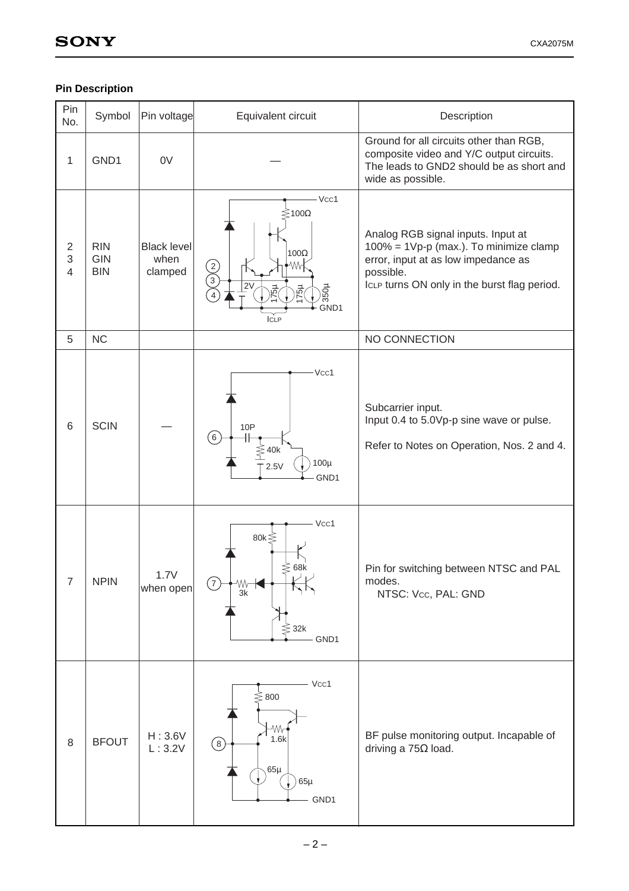## Pin Description

| Pin No. | Symbol | Pin voltage | Equivalent circuit | Description |
|---|---|---|---|---|
| 1 | GND1 | 0V | — | Ground for all circuits other than RGB, composite video and Y/C output circuits. The leads to GND2 should be as short and wide as possible. |
| 2<br>3<br>4 | RIN<br>GIN<br>BIN | Black level when clamped | | Analog RGB signal inputs. Input at 100% = 1Vp-p (max.). To minimize clamp error, input at as low impedance as possible.<br>ICLP turns ON only in the burst flag period. |
| 5 | NC | | | NO CONNECTION |
| 6 | SCIN | — | | Subcarrier input.<br>Input 0.4 to 5.0Vp-p sine wave or pulse.<br>Refer to Notes on Operation, Nos. 2 and 4. |
| 7 | NPIN | 1.7V when open | | Pin for switching between NTSC and PAL modes.<br>NTSC: Vcc, PAL: GND |
| 8 | BFOUT | H : 3.6V<br>L : 3.2V | | BF pulse monitoring output. Incapable of driving a 75Ω load. |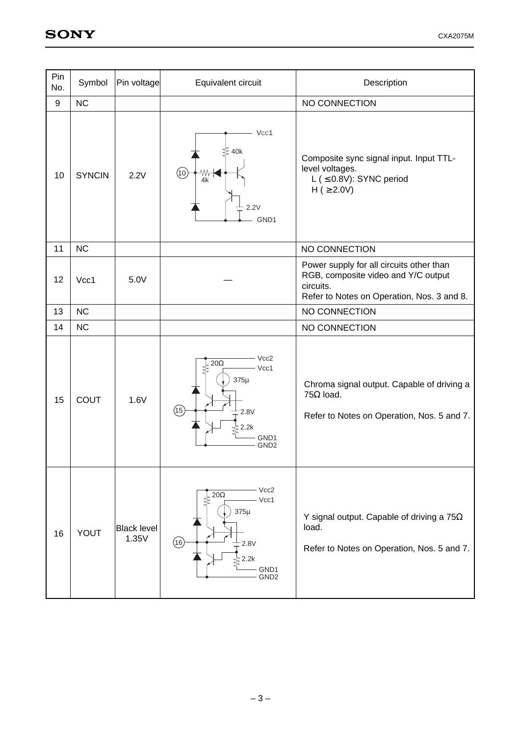| Pin No. | Symbol | Pin voltage | Equivalent circuit | Description |
|---|---|---|---|---|
| 9 | NC | | | NO CONNECTION |
| 10 | SYNCIN | 2.2V | Vcc1, 40k, 10, 4k, 2.2V, GND1 | Composite sync signal input. Input TTL-level voltages.<br>L ( ≤0.8V): SYNC period<br>H ( ≥2.0V) |
| 11 | NC | | | NO CONNECTION |
| 12 | Vcc1 | 5.0V | — | Power supply for all circuits other than RGB, composite video and Y/C output circuits.<br>Refer to Notes on Operation, Nos. 3 and 8. |
| 13 | NC | | | NO CONNECTION |
| 14 | NC | | | NO CONNECTION |
| 15 | COUT | 1.6V | Vcc2, 20Ω, Vcc1, 375μ, 15, 2.8V, 2.2k, GND1, GND2 | Chroma signal output. Capable of driving a 75Ω load.<br><br>Refer to Notes on Operation, Nos. 5 and 7. |
| 16 | YOUT | Black level 1.35V | Vcc2, 20Ω, Vcc1, 375μ, 16, 2.8V, 2.2k, GND1, GND2 | Y signal output. Capable of driving a 75Ω load.<br><br>Refer to Notes on Operation, Nos. 5 and 7. |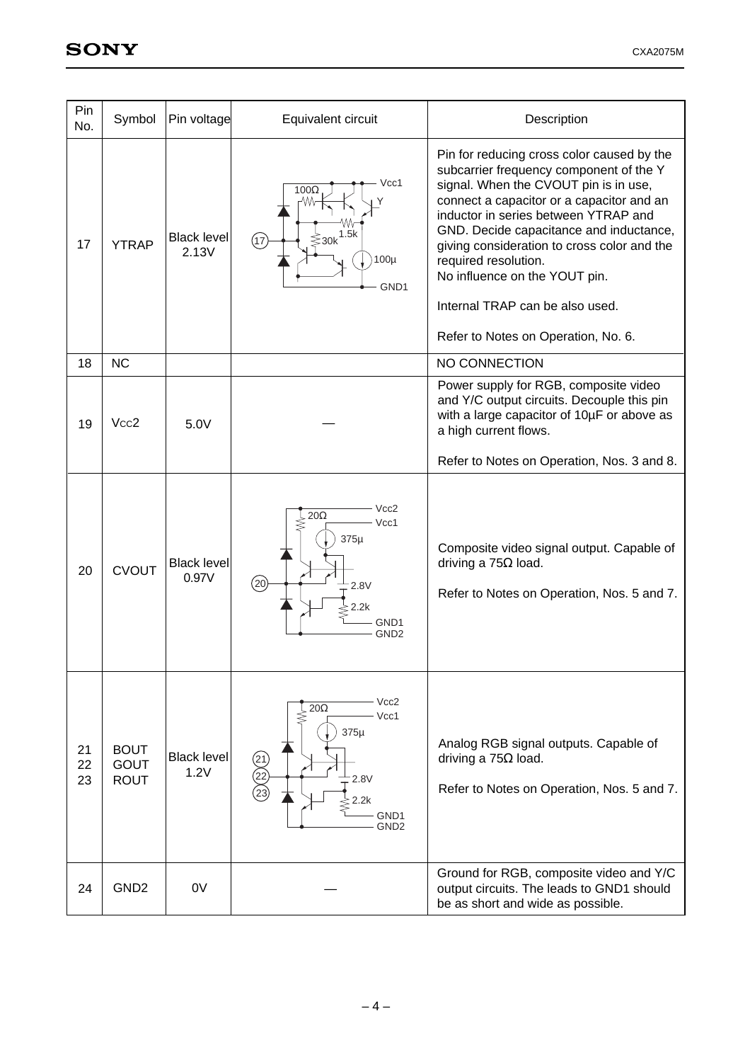| Pin No. | Symbol | Pin voltage | Equivalent circuit | Description |
|---|---|---|---|---|
| 17 | YTRAP | Black level 2.13V | | Pin for reducing cross color caused by the subcarrier frequency component of the Y signal. When the CVOUT pin is in use, connect a capacitor or a capacitor and an inductor in series between YTRAP and GND. Decide capacitance and inductance, giving consideration to cross color and the required resolution.<br>No influence on the YOUT pin.<br><br>Internal TRAP can be also used.<br><br>Refer to Notes on Operation, No. 6. |
| 18 | NC | | | NO CONNECTION |
| 19 | Vcc2 | 5.0V | — | Power supply for RGB, composite video and Y/C output circuits. Decouple this pin with a large capacitor of 10µF or above as a high current flows.<br><br>Refer to Notes on Operation, Nos. 3 and 8. |
| 20 | CVOUT | Black level 0.97V | | Composite video signal output. Capable of driving a 75Ω load.<br><br>Refer to Notes on Operation, Nos. 5 and 7. |
| 21<br>22<br>23 | BOUT<br>GOUT<br>ROUT | Black level 1.2V | | Analog RGB signal outputs. Capable of driving a 75Ω load.<br><br>Refer to Notes on Operation, Nos. 5 and 7. |
| 24 | GND2 | 0V | — | Ground for RGB, composite video and Y/C output circuits. The leads to GND1 should be as short and wide as possible. |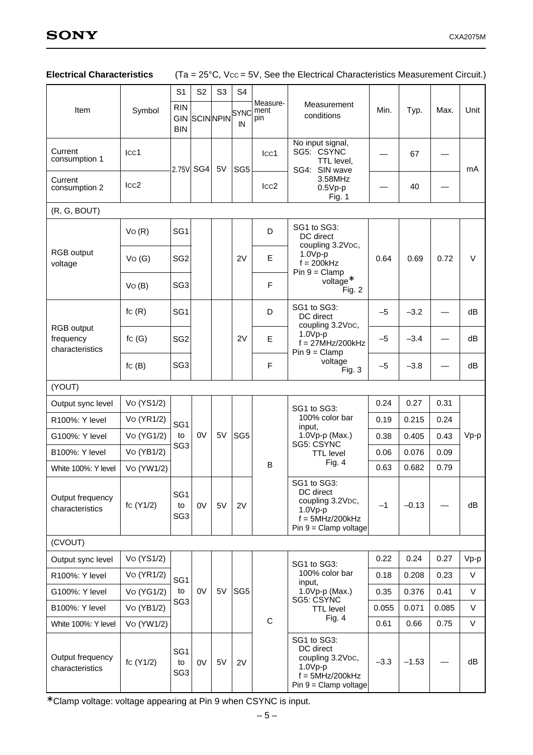**Electrical Characteristics** (Ta = 25°C, $V_{CC}$ = 5V, See the Electrical Characteristics Measurement Circuit.)

| Item | Symbol | S1 RIN GIN BIN | S2 SCIN | S3 NPIN | S4 SYNC IN | Measurement pin | Measurement conditions | Min. | Typ. | Max. | Unit |
|---|---|---|---|---|---|---|---|---|---|---|---|
| Current consumption 1 | Icc1 | 2.75V | SG4 | 5V | SG5 | Icc1 | No input signal, SG5: CSYNC TTL level, SG4: SIN wave 3.58MHz 0.5Vp-p Fig. 1 | — | 67 | — | mA |
| Current consumption 2 | Icc2 | | | | | Icc2 | | — | 40 | — | mA |
| (R, G, BOUT) | | | | | | | | | | | |
| RGB output voltage | Vo (R) | SG1 | | | 2V | D | SG1 to SG3: DC direct coupling 3.2VDC, 1.0Vp-p f = 200kHz Pin 9 = Clamp voltage* Fig. 2 | 0.64 | 0.69 | 0.72 | V |
| | Vo (G) | SG2 | | | | E | | | | | |
| | Vo (B) | SG3 | | | | F | | | | | |
| RGB output frequency characteristics | fc (R) | SG1 | | | 2V | D | SG1 to SG3: DC direct coupling 3.2VDC, 1.0Vp-p f = 27MHz/200kHz Pin 9 = Clamp voltage Fig. 3 | –5 | –3.2 | — | dB |
| | fc (G) | SG2 | | | | E | | –5 | –3.4 | — | dB |
| | fc (B) | SG3 | | | | F | | –5 | –3.8 | — | dB |
| (YOUT) | | | | | | | | | | | |
| Output sync level | Vo (YS1/2) | SG1 to SG3 | 0V | 5V | SG5 | B | SG1 to SG3: 100% color bar input, 1.0Vp-p (Max.) SG5: CSYNC TTL level Fig. 4 | 0.24 | 0.27 | 0.31 | Vp-p |
| R100%: Y level | Vo (YR1/2) | | | | | | | 0.19 | 0.215 | 0.24 | Vp-p |
| G100%: Y level | Vo (YG1/2) | | | | | | | 0.38 | 0.405 | 0.43 | Vp-p |
| B100%: Y level | Vo (YB1/2) | | | | | | | 0.06 | 0.076 | 0.09 | Vp-p |
| White 100%: Y level | Vo (YW1/2) | | | | | | | 0.63 | 0.682 | 0.79 | Vp-p |
| Output frequency characteristics | fc (Y1/2) | SG1 to SG3 | 0V | 5V | 2V | | SG1 to SG3: DC direct coupling 3.2VDC, 1.0Vp-p f = 5MHz/200kHz Pin 9 = Clamp voltage | –1 | –0.13 | — | dB |
| (CVOUT) | | | | | | | | | | | |
| Output sync level | Vo (YS1/2) | SG1 to SG3 | 0V | 5V | SG5 | C | SG1 to SG3: 100% color bar input, 1.0Vp-p (Max.) SG5: CSYNC TTL level Fig. 4 | 0.22 | 0.24 | 0.27 | Vp-p |
| R100%: Y level | Vo (YR1/2) | | | | | | | 0.18 | 0.208 | 0.23 | V |
| G100%: Y level | Vo (YG1/2) | | | | | | | 0.35 | 0.376 | 0.41 | V |
| B100%: Y level | Vo (YB1/2) | | | | | | | 0.055 | 0.071 | 0.085 | V |
| White 100%: Y level | Vo (YW1/2) | | | | | | | 0.61 | 0.66 | 0.75 | V |
| Output frequency characteristics | fc (Y1/2) | SG1 to SG3 | 0V | 5V | 2V | | SG1 to SG3: DC direct coupling 3.2VDC, 1.0Vp-p f = 5MHz/200kHz Pin 9 = Clamp voltage | –3.3 | –1.53 | — | dB |

*Clamp voltage: voltage appearing at Pin 9 when CSYNC is input.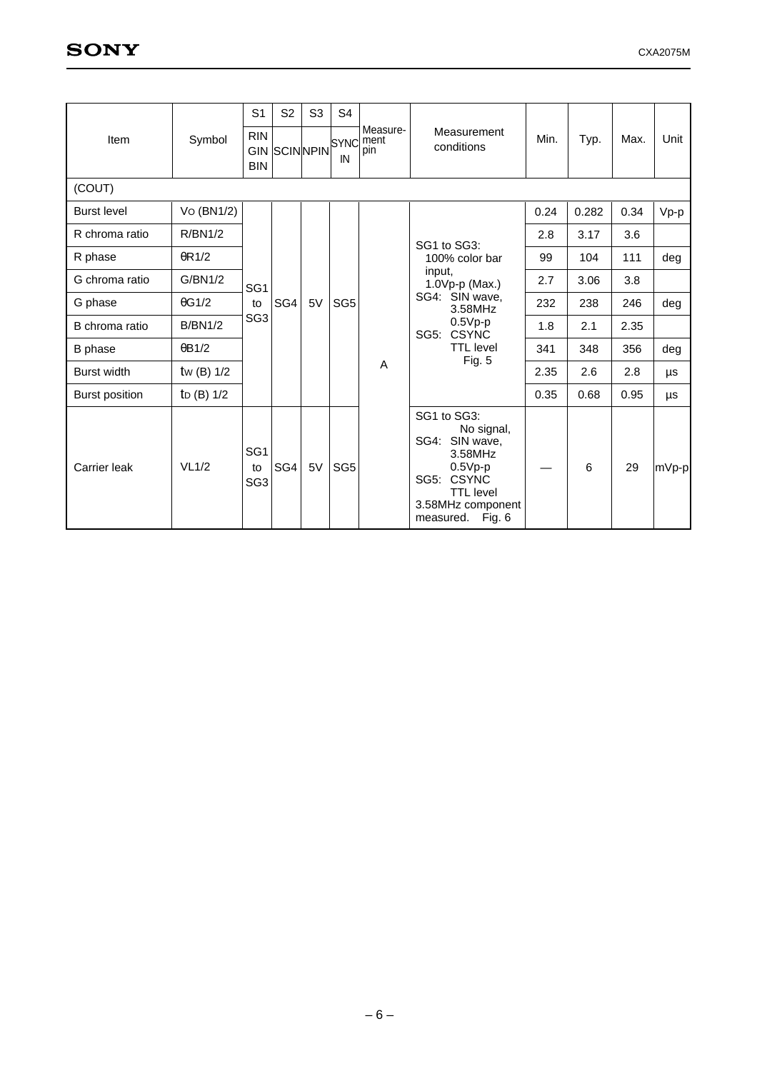| Item | Symbol | S1 | S2 | S3 | S4 | Measurement pin | Measurement conditions | Min. | Typ. | Max. | Unit |
|---|---|---|---|---|---|---|---|---|---|---|---|
| | | RIN GIN BIN | SCIN | NPIN | SYNC IN | | | | | | |
| (COUT) | | | | | | | | | | | |
| Burst level | VO (BN1/2) | SG1 to SG3 | SG4 | 5V | SG5 | A | SG1 to SG3: 100% color bar input, 1.0Vp-p (Max.) SG4: SIN wave, 3.58MHz 0.5Vp-p SG5: CSYNC TTL level Fig. 5 | 0.24 | 0.282 | 0.34 | Vp-p |
| R chroma ratio | R/BN1/2 | | | | | | | 2.8 | 3.17 | 3.6 | |
| R phase | θR1/2 | | | | | | | 99 | 104 | 111 | deg |
| G chroma ratio | G/BN1/2 | | | | | | | 2.7 | 3.06 | 3.8 | |
| G phase | θG1/2 | | | | | | | 232 | 238 | 246 | deg |
| B chroma ratio | B/BN1/2 | | | | | | | 1.8 | 2.1 | 2.35 | |
| B phase | θB1/2 | | | | | | | 341 | 348 | 356 | deg |
| Burst width | tW (B) 1/2 | | | | | | | 2.35 | 2.6 | 2.8 | μs |
| Burst position | tD (B) 1/2 | | | | | | | 0.35 | 0.68 | 0.95 | μs |
| Carrier leak | VL1/2 | SG1 to SG3 | SG4 | 5V | SG5 | | SG1 to SG3: No signal, SG4: SIN wave, 3.58MHz 0.5Vp-p SG5: CSYNC TTL level 3.58MHz component measured. Fig. 6 | — | 6 | 29 | mVp-p |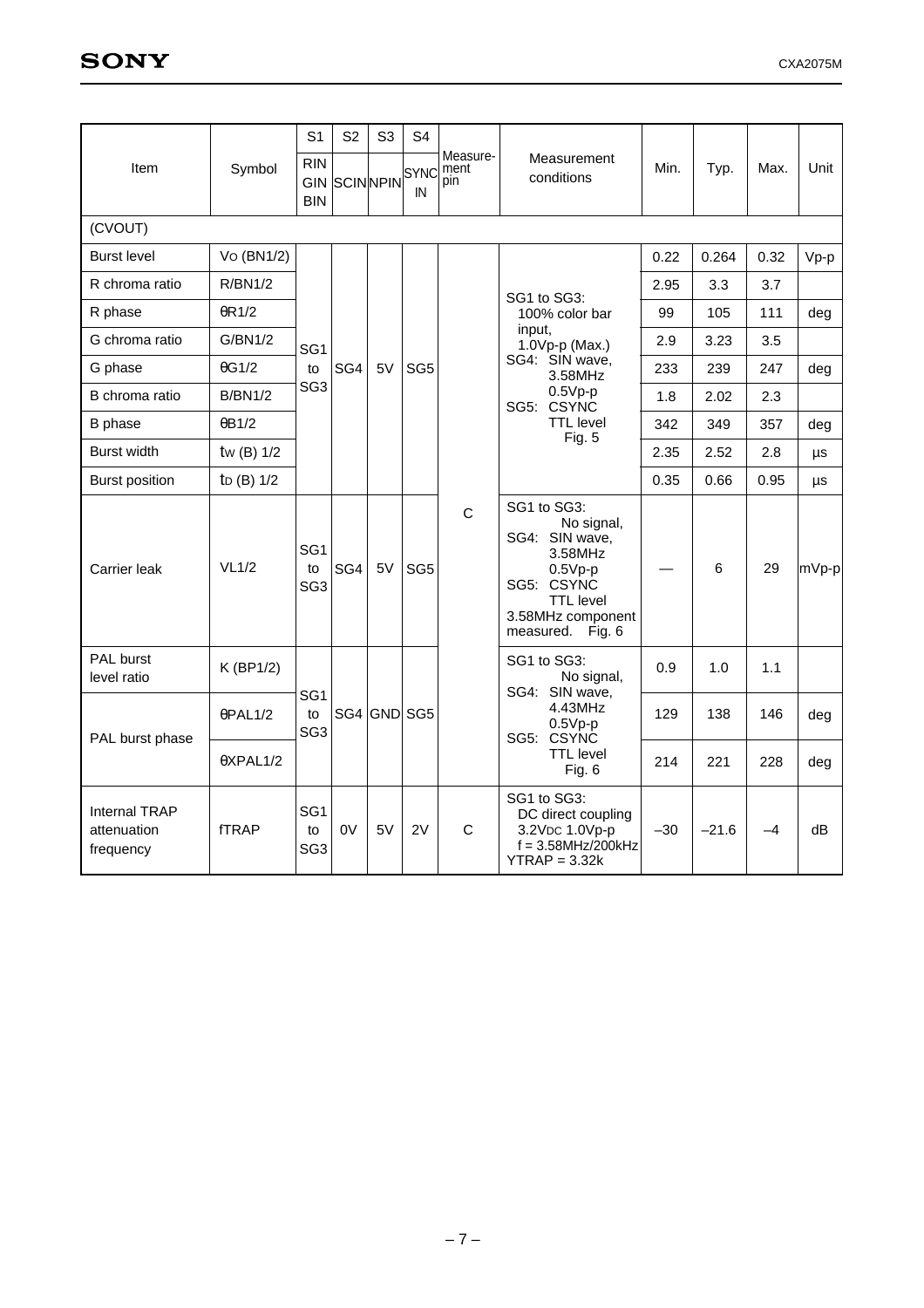| Item | Symbol | S1 RIN GIN BIN | S2 SCIN | S3 NPIN | S4 SYNC IN | Measure-ment pin | Measurement conditions | Min. | Typ. | Max. | Unit |
|---|---|---|---|---|---|---|---|---|---|---|---|
| (CVOUT) | | | | | | | | | | | |
| Burst level | VO (BN1/2) | SG1 to SG3 | SG4 | 5V | SG5 | C | SG1 to SG3: 100% color bar input, 1.0Vp-p (Max.) SG4: SIN wave, 3.58MHz 0.5Vp-p SG5: CSYNC TTL level Fig. 5 | 0.22 | 0.264 | 0.32 | Vp-p |
| R chroma ratio | R/BN1/2 | | | | | | | 2.95 | 3.3 | 3.7 | |
| R phase | θR1/2 | | | | | | | 99 | 105 | 111 | deg |
| G chroma ratio | G/BN1/2 | | | | | | | 2.9 | 3.23 | 3.5 | |
| G phase | θG1/2 | | | | | | | 233 | 239 | 247 | deg |
| B chroma ratio | B/BN1/2 | | | | | | | 1.8 | 2.02 | 2.3 | |
| B phase | θB1/2 | | | | | | | 342 | 349 | 357 | deg |
| Burst width | tW (B) 1/2 | | | | | | | 2.35 | 2.52 | 2.8 | µs |
| Burst position | tD (B) 1/2 | | | | | | | 0.35 | 0.66 | 0.95 | µs |
| Carrier leak | VL1/2 | SG1 to SG3 | SG4 | 5V | SG5 | | SG1 to SG3: No signal, SG4: SIN wave, 3.58MHz 0.5Vp-p SG5: CSYNC TTL level 3.58MHz component measured. Fig. 6 | — | 6 | 29 | mVp-p |
| PAL burst level ratio | K (BP1/2) | SG1 to SG3 | SG4 | GND | SG5 | | SG1 to SG3: No signal, SG4: SIN wave, 4.43MHz 0.5Vp-p SG5: CSYNC TTL level Fig. 6 | 0.9 | 1.0 | 1.1 | |
| PAL burst phase | θPAL1/2 | | | | | | | 129 | 138 | 146 | deg |
| | θXPAL1/2 | | | | | | | 214 | 221 | 228 | deg |
| Internal TRAP attenuation frequency | fTRAP | SG1 to SG3 | 0V | 5V | 2V | C | SG1 to SG3: DC direct coupling 3.2VDC 1.0Vp-p f = 3.58MHz/200kHz YTRAP = 3.32k | –30 | –21.6 | –4 | dB |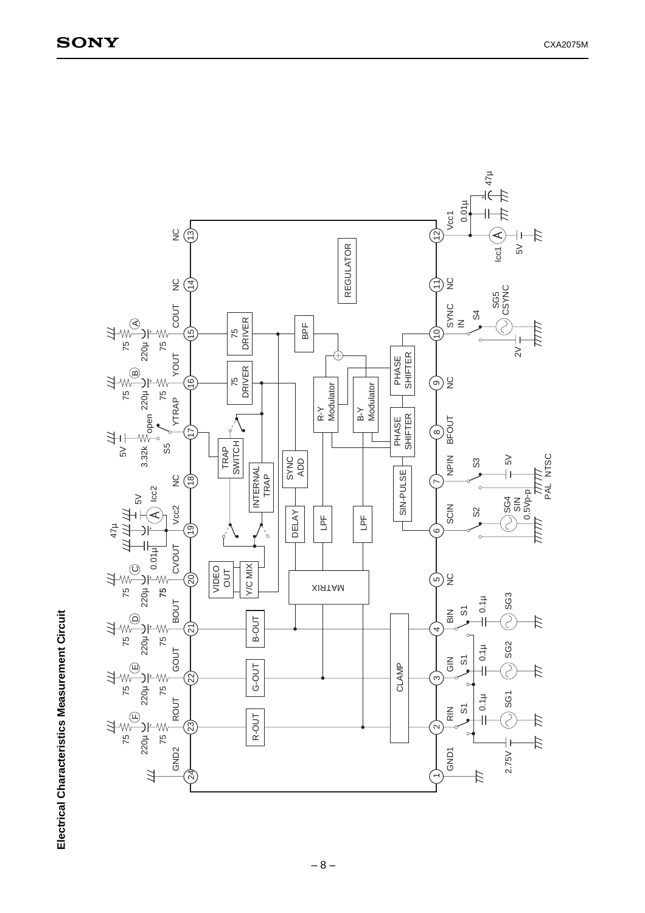# Electrical Characteristics Measurement Circuit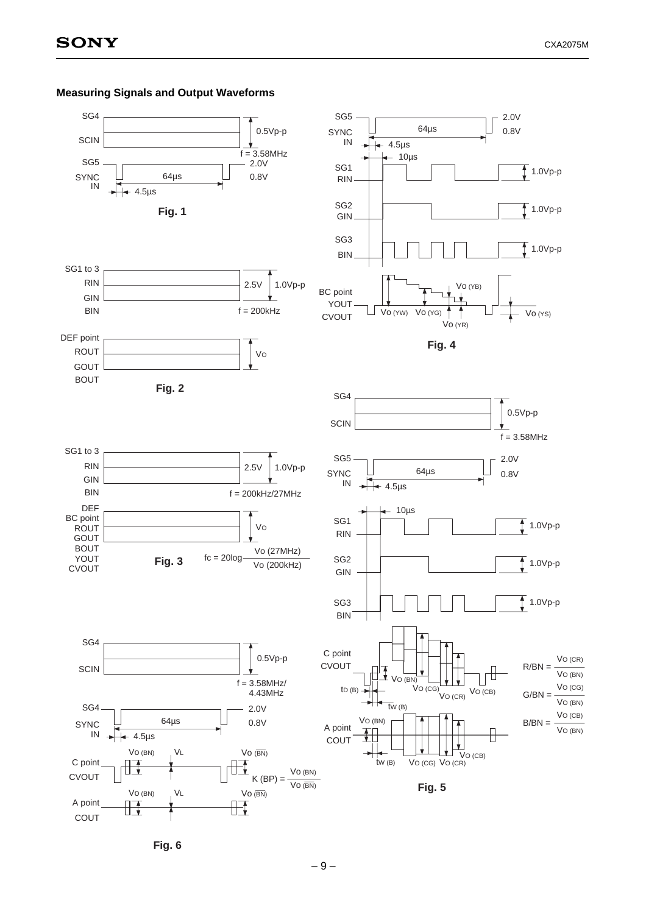## Measuring Signals and Output Waveforms

SG4
SCIN
0.5Vp-p
f = 3.58MHz
SG5
SYNC IN
64µs
2.0V
0.8V
4.5µs

**Fig. 1**

SG1 to 3
RIN
GIN
BIN
2.5V
1.0Vp-p
f = 200kHz

DEF point
ROUT
GOUT
BOUT
VO

**Fig. 2**

SG1 to 3
RIN
GIN
BIN
2.5V
1.0Vp-p
f = 200kHz/27MHz

DEF
BC point
ROUT
GOUT
BOUT
YOUT
CVOUT
VO

**Fig. 3**

$$fc = 20\log\frac{Vo\ (27MHz)}{Vo\ (200kHz)}$$

SG4
SCIN
0.5Vp-p
f = 3.58MHz/4.43MHz
SG4
SYNC IN
64µs
2.0V
0.8V
4.5µs

C point
CVOUT
Vo (BN)
VL
Vo $(\overline{BN})$

$$K\ (BP) = \frac{Vo\ (BN)}{Vo\ (\overline{BN})}$$

A point
COUT
Vo (BN)
VL
Vo $(\overline{BN})$

**Fig. 6**

SG5
SYNC IN
64µs
2.0V
0.8V
4.5µs
10µs
SG1
RIN
1.0Vp-p
SG2
GIN
1.0Vp-p
SG3
BIN
1.0Vp-p
BC point
YOUT
CVOUT
Vo (YB)
Vo (YW)
Vo (YG)
Vo (YR)
Vo (YS)

**Fig. 4**

SG4
SCIN
0.5Vp-p
f = 3.58MHz
SG5
SYNC IN
64µs
2.0V
0.8V
4.5µs
10µs
SG1
RIN
1.0Vp-p
SG2
GIN
1.0Vp-p
SG3
BIN
1.0Vp-p

C point
CVOUT
tD (B)
Vo (BN)
Vo (CG)
Vo (CR)
Vo (CB)
tW (B)

A point
COUT
Vo (BN)
tW (B)
Vo (CG)
Vo (CR)
Vo (CB)

$$R/BN = \frac{Vo\ (CR)}{Vo\ (BN)}$$

$$G/BN = \frac{Vo\ (CG)}{Vo\ (BN)}$$

$$B/BN = \frac{Vo\ (CB)}{Vo\ (BN)}$$

**Fig. 5**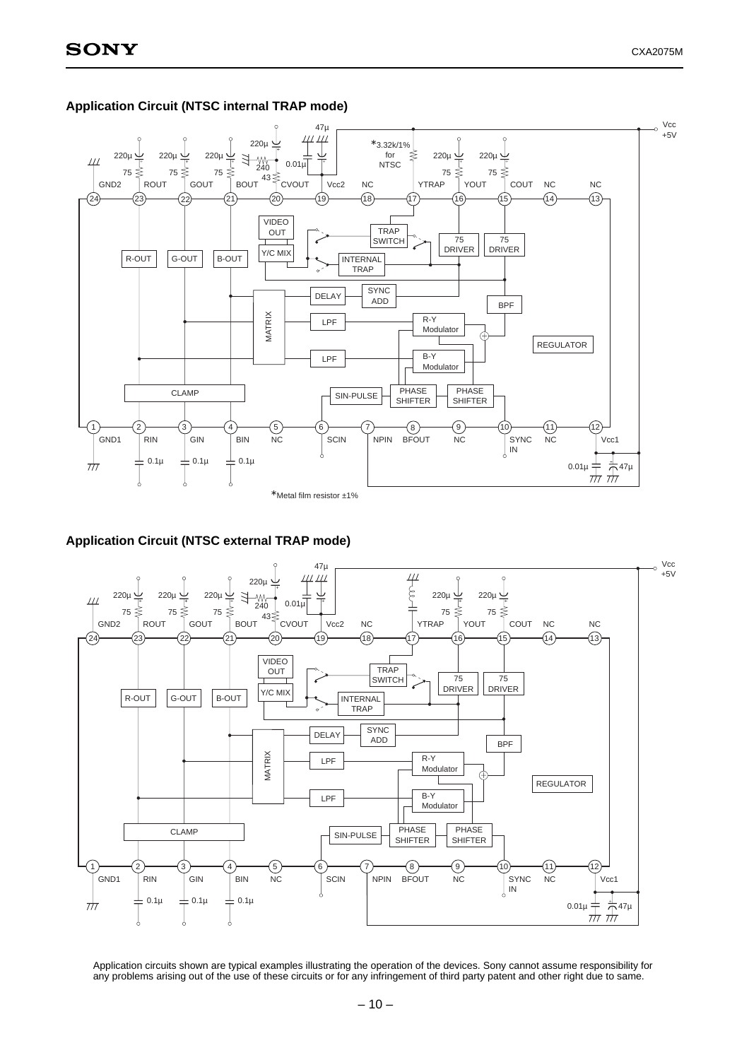## Application Circuit (NTSC internal TRAP mode)

*Metal film resistor ±1%

## Application Circuit (NTSC external TRAP mode)

Application circuits shown are typical examples illustrating the operation of the devices. Sony cannot assume responsibility for any problems arising out of the use of these circuits or for any infringement of third party patent and other right due to same.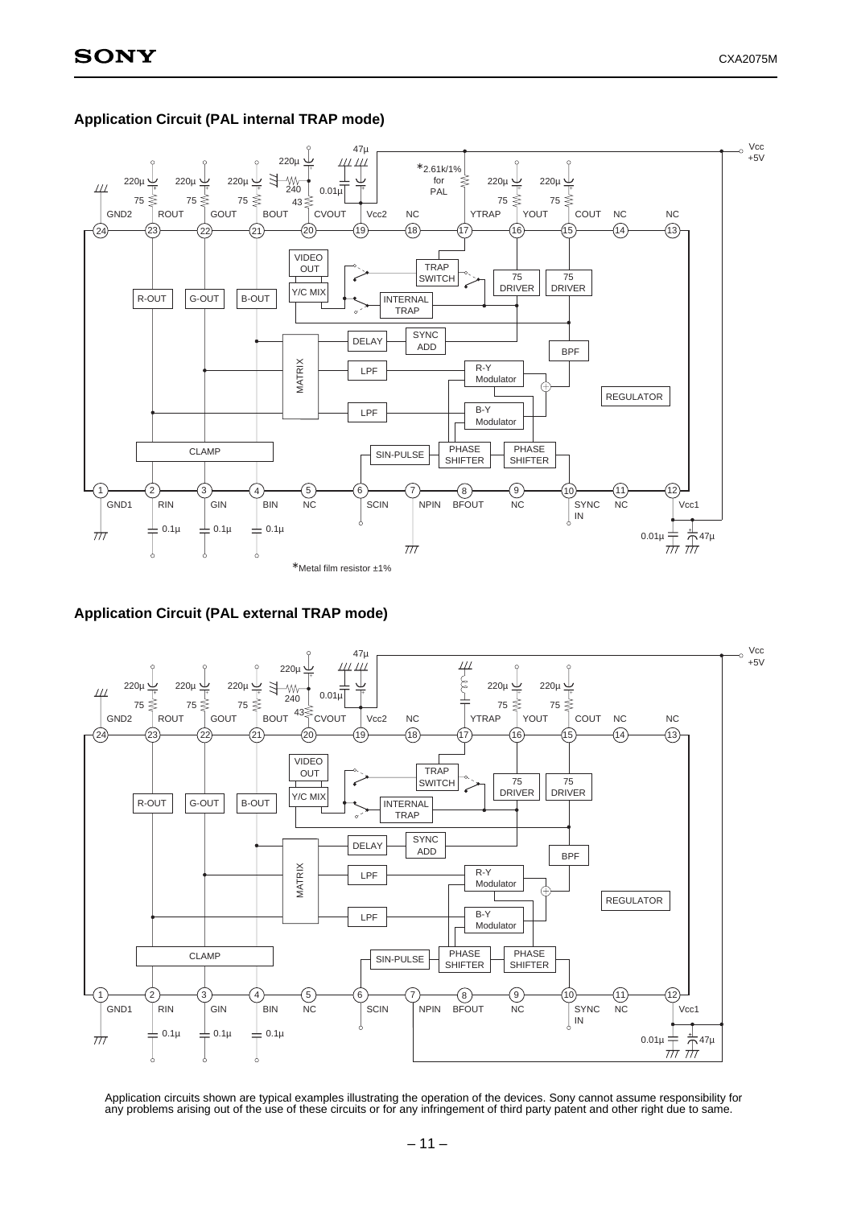## Application Circuit (PAL internal TRAP mode)

*Metal film resistor ±1%

## Application Circuit (PAL external TRAP mode)

Application circuits shown are typical examples illustrating the operation of the devices. Sony cannot assume responsibility for any problems arising out of the use of these circuits or for any infringement of third party patent and other right due to same.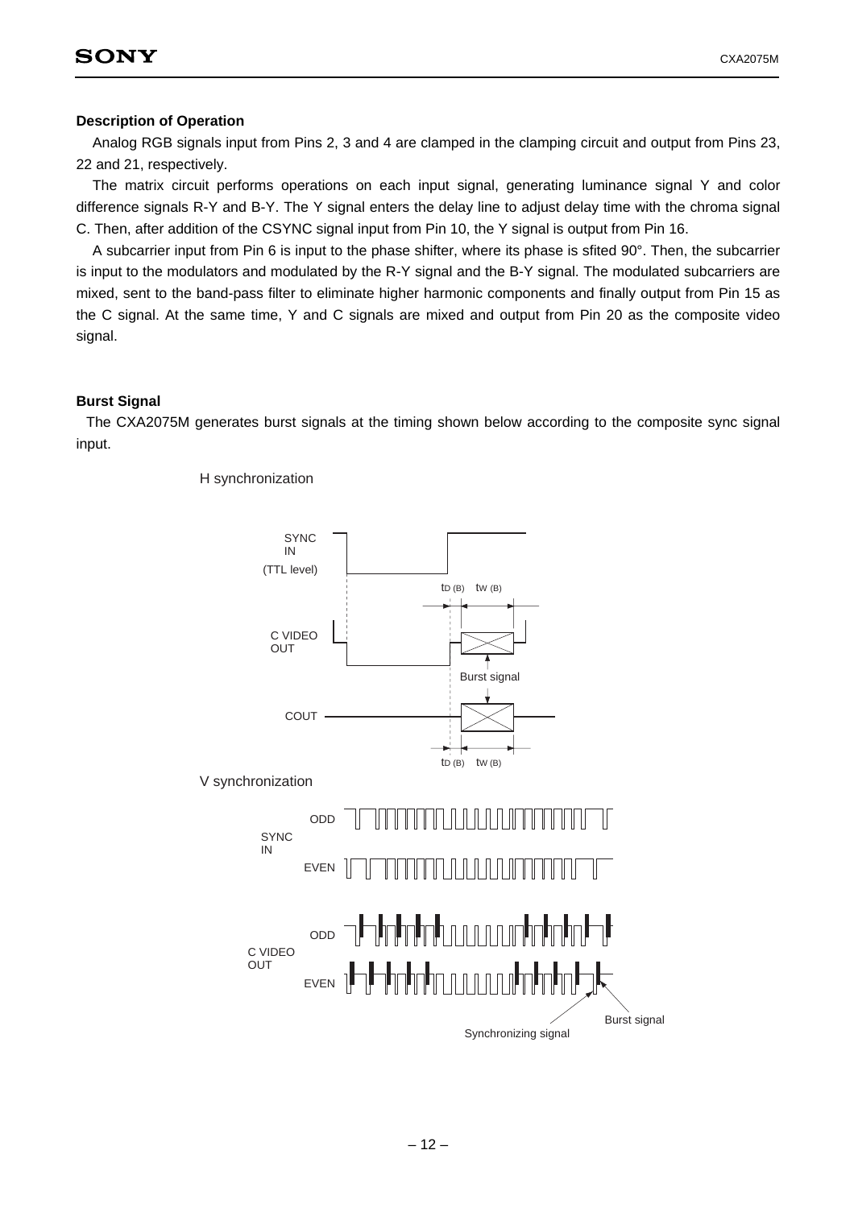## Description of Operation

Analog RGB signals input from Pins 2, 3 and 4 are clamped in the clamping circuit and output from Pins 23, 22 and 21, respectively.

The matrix circuit performs operations on each input signal, generating luminance signal Y and color difference signals R-Y and B-Y. The Y signal enters the delay line to adjust delay time with the chroma signal C. Then, after addition of the CSYNC signal input from Pin 10, the Y signal is output from Pin 16.

A subcarrier input from Pin 6 is input to the phase shifter, where its phase is sfited 90°. Then, the subcarrier is input to the modulators and modulated by the R-Y signal and the B-Y signal. The modulated subcarriers are mixed, sent to the band-pass filter to eliminate higher harmonic components and finally output from Pin 15 as the C signal. At the same time, Y and C signals are mixed and output from Pin 20 as the composite video signal.

## Burst Signal

The CXA2075M generates burst signals at the timing shown below according to the composite sync signal input.

H synchronization

SYNC IN (TTL level)

$t_{D\,(B)}$ $t_{W\,(B)}$

C VIDEO OUT

Burst signal

COUT

$t_{D\,(B)}$ $t_{W\,(B)}$

V synchronization

SYNC IN: ODD, EVEN

C VIDEO OUT: ODD, EVEN

Synchronizing signal

Burst signal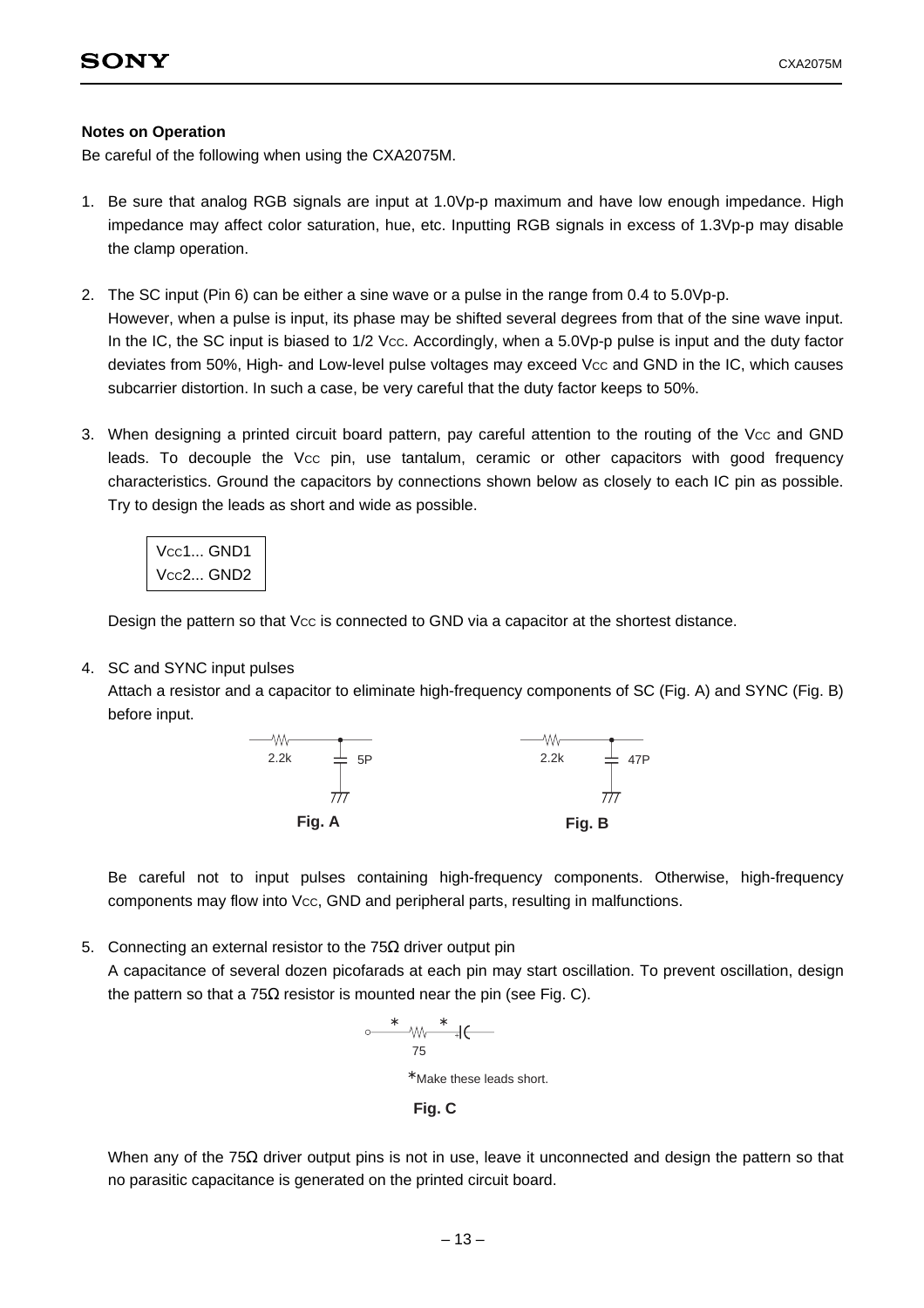**Notes on Operation**

Be careful of the following when using the CXA2075M.

1. Be sure that analog RGB signals are input at 1.0Vp-p maximum and have low enough impedance. High impedance may affect color saturation, hue, etc. Inputting RGB signals in excess of 1.3Vp-p may disable the clamp operation.

2. The SC input (Pin 6) can be either a sine wave or a pulse in the range from 0.4 to 5.0Vp-p.
   However, when a pulse is input, its phase may be shifted several degrees from that of the sine wave input. In the IC, the SC input is biased to 1/2 $V_{CC}$. Accordingly, when a 5.0Vp-p pulse is input and the duty factor deviates from 50%, High- and Low-level pulse voltages may exceed $V_{CC}$ and GND in the IC, which causes subcarrier distortion. In such a case, be very careful that the duty factor keeps to 50%.

3. When designing a printed circuit board pattern, pay careful attention to the routing of the $V_{CC}$ and GND leads. To decouple the $V_{CC}$ pin, use tantalum, ceramic or other capacitors with good frequency characteristics. Ground the capacitors by connections shown below as closely to each IC pin as possible. Try to design the leads as short and wide as possible.

   | $V_{CC}$1... GND1 |
   |---|
   | $V_{CC}$2... GND2 |

   Design the pattern so that $V_{CC}$ is connected to GND via a capacitor at the shortest distance.

4. SC and SYNC input pulses
   Attach a resistor and a capacitor to eliminate high-frequency components of SC (Fig. A) and SYNC (Fig. B) before input.

   2.2k 5P

   **Fig. A**

   2.2k 47P

   **Fig. B**

   Be careful not to input pulses containing high-frequency components. Otherwise, high-frequency components may flow into $V_{CC}$, GND and peripheral parts, resulting in malfunctions.

5. Connecting an external resistor to the 75Ω driver output pin
   A capacitance of several dozen picofarads at each pin may start oscillation. To prevent oscillation, design the pattern so that a 75Ω resistor is mounted near the pin (see Fig. C).

   75

   *Make these leads short.

   **Fig. C**

   When any of the 75Ω driver output pins is not in use, leave it unconnected and design the pattern so that no parasitic capacitance is generated on the printed circuit board.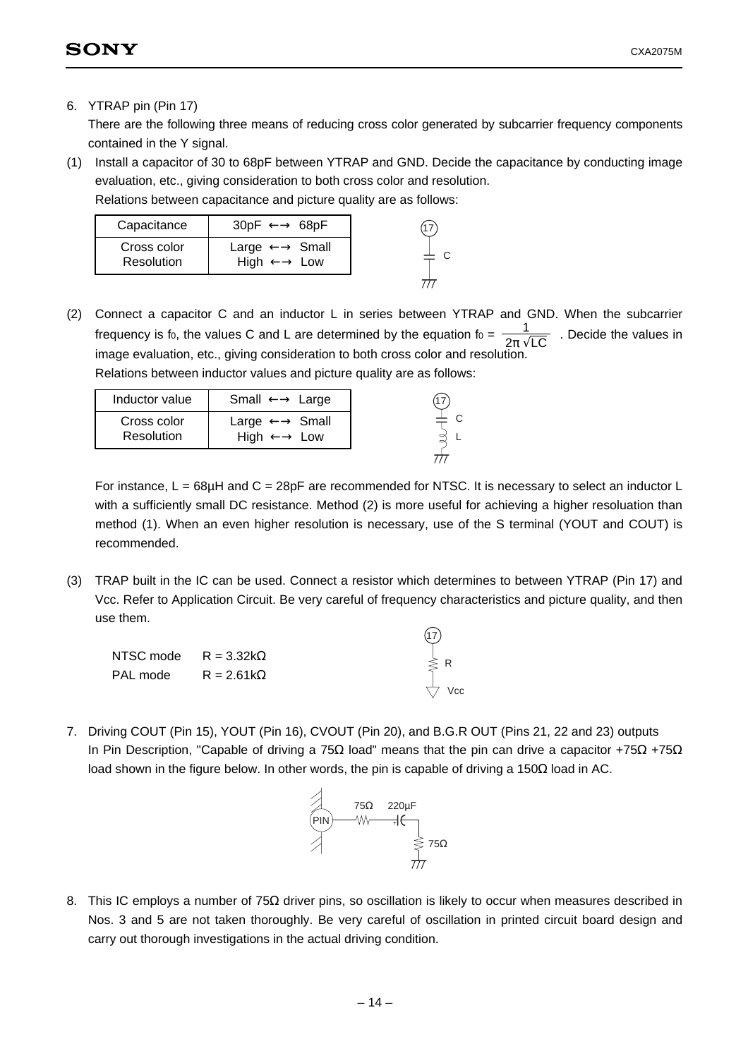6. YTRAP pin (Pin 17)

There are the following three means of reducing cross color generated by subcarrier frequency components contained in the Y signal.

(1) Install a capacitor of 30 to 68pF between YTRAP and GND. Decide the capacitance by conducting image evaluation, etc., giving consideration to both cross color and resolution.

Relations between capacitance and picture quality are as follows:

| Capacitance | 30pF ←→ 68pF |
|---|---|
| Cross color<br>Resolution | Large ←→ Small<br>High ←→ Low |

(2) Connect a capacitor C and an inductor L in series between YTRAP and GND. When the subcarrier frequency is $f_0$, the values C and L are determined by the equation $f_0 = \frac{1}{2\pi\sqrt{LC}}$. Decide the values in image evaluation, etc., giving consideration to both cross color and resolution.

Relations between inductor values and picture quality are as follows:

| Inductor value | Small ←→ Large |
|---|---|
| Cross color<br>Resolution | Large ←→ Small<br>High ←→ Low |

For instance, L = 68µH and C = 28pF are recommended for NTSC. It is necessary to select an inductor L with a sufficiently small DC resistance. Method (2) is more useful for achieving a higher resoluation than method (1). When an even higher resolution is necessary, use of the S terminal (YOUT and COUT) is recommended.

(3) TRAP built in the IC can be used. Connect a resistor which determines to between YTRAP (Pin 17) and Vcc. Refer to Application Circuit. Be very careful of frequency characteristics and picture quality, and then use them.

NTSC mode R = 3.32kΩ
PAL mode R = 2.61kΩ

7. Driving COUT (Pin 15), YOUT (Pin 16), CVOUT (Pin 20), and B.G.R OUT (Pins 21, 22 and 23) outputs

In Pin Description, "Capable of driving a 75Ω load" means that the pin can drive a capacitor +75Ω +75Ω load shown in the figure below. In other words, the pin is capable of driving a 150Ω load in AC.

8. This IC employs a number of 75Ω driver pins, so oscillation is likely to occur when measures described in Nos. 3 and 5 are not taken thoroughly. Be very careful of oscillation in printed circuit board design and carry out thorough investigations in the actual driving condition.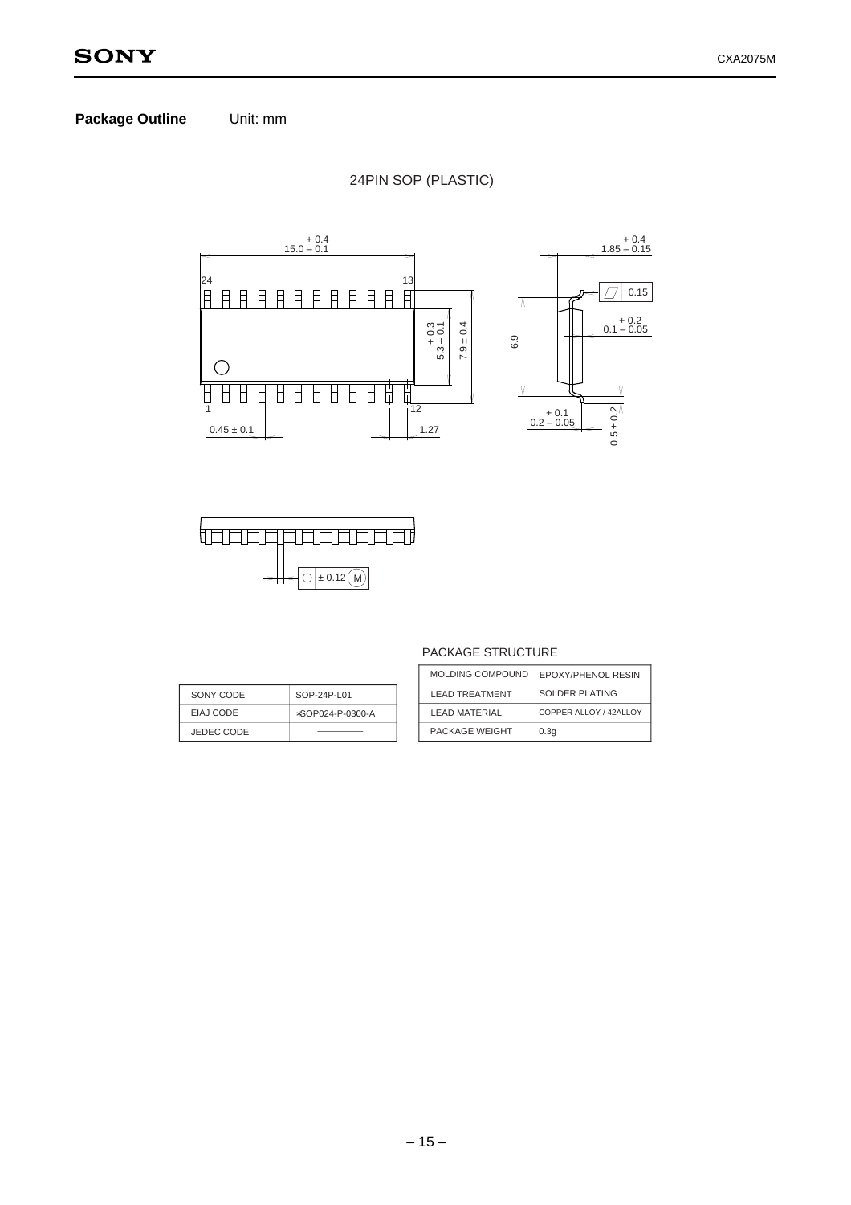**Package Outline** Unit: mm

24PIN SOP (PLASTIC)

15.0 + 0.4 / – 0.1

24

13

1

12

5.3 + 0.3 / – 0.1

7.9 ± 0.4

0.45 ± 0.1

1.27

1.85 + 0.4 / – 0.15

0.15

0.1 + 0.2 / – 0.05

6.9

0.2 + 0.1 / – 0.05

0.5 ± 0.2

± 0.12 M

PACKAGE STRUCTURE

| | |
|---|---|
| SONY CODE | SOP-24P-L01 |
| EIAJ CODE | *SOP024-P-0300-A |
| JEDEC CODE | ————— |

| | |
|---|---|
| MOLDING COMPOUND | EPOXY/PHENOL RESIN |
| LEAD TREATMENT | SOLDER PLATING |
| LEAD MATERIAL | COPPER ALLOY / 42ALLOY |
| PACKAGE WEIGHT | 0.3g |